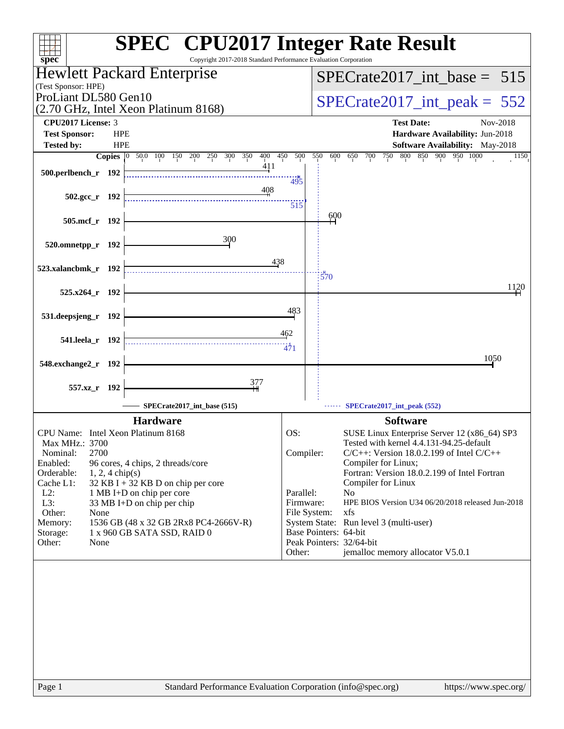# SPEC CPU2017 Integer Rate Result

Copyright 2017-2018 Standard Performance Evaluation Corporation

**Hewlett Packard Enterprise**
(Test Sponsor: HPE)
ProLiant DL580 Gen10
(2.70 GHz, Intel Xeon Platinum 8168)

SPECrate2017_int_base = 515

SPECrate2017_int_peak = 552

| | | | |
|---|---|---|---|
| **CPU2017 License:** | 3 | **Test Date:** | Nov-2018 |
| **Test Sponsor:** | HPE | **Hardware Availability:** | Jun-2018 |
| **Tested by:** | HPE | **Software Availability:** | May-2018 |

| Benchmark | Copies | SPECrate2017_int_base (515) | SPECrate2017_int_peak (552) |
|---|---|---|---|
| 500.perlbench_r | 192 | 411 | 495 |
| 502.gcc_r | 192 | 408 | 515 |
| 505.mcf_r | 192 | 600 | |
| 520.omnetpp_r | 192 | 300 | |
| 523.xalancbmk_r | 192 | 438 | 570 |
| 525.x264_r | 192 | 1120 | |
| 531.deepsjeng_r | 192 | 483 | |
| 541.leela_r | 192 | 462 | 471 |
| 548.exchange2_r | 192 | 1050 | |
| 557.xz_r | 192 | 377 | |

## Hardware

| | |
|---|---|
| CPU Name: | Intel Xeon Platinum 8168 |
| Max MHz.: | 3700 |
| Nominal: | 2700 |
| Enabled: | 96 cores, 4 chips, 2 threads/core |
| Orderable: | 1, 2, 4 chip(s) |
| Cache L1: | 32 KB I + 32 KB D on chip per core |
| L2: | 1 MB I+D on chip per core |
| L3: | 33 MB I+D on chip per chip |
| Other: | None |
| Memory: | 1536 GB (48 x 32 GB 2Rx8 PC4-2666V-R) |
| Storage: | 1 x 960 GB SATA SSD, RAID 0 |
| Other: | None |

## Software

| | |
|---|---|
| OS: | SUSE Linux Enterprise Server 12 (x86_64) SP3<br>Tested with kernel 4.4.131-94.25-default |
| Compiler: | C/C++: Version 18.0.2.199 of Intel C/C++ Compiler for Linux;<br>Fortran: Version 18.0.2.199 of Intel Fortran Compiler for Linux |
| Parallel: | No |
| Firmware: | HPE BIOS Version U34 06/20/2018 released Jun-2018 |
| File System: | xfs |
| System State: | Run level 3 (multi-user) |
| Base Pointers: | 64-bit |
| Peak Pointers: | 32/64-bit |
| Other: | jemalloc memory allocator V5.0.1 |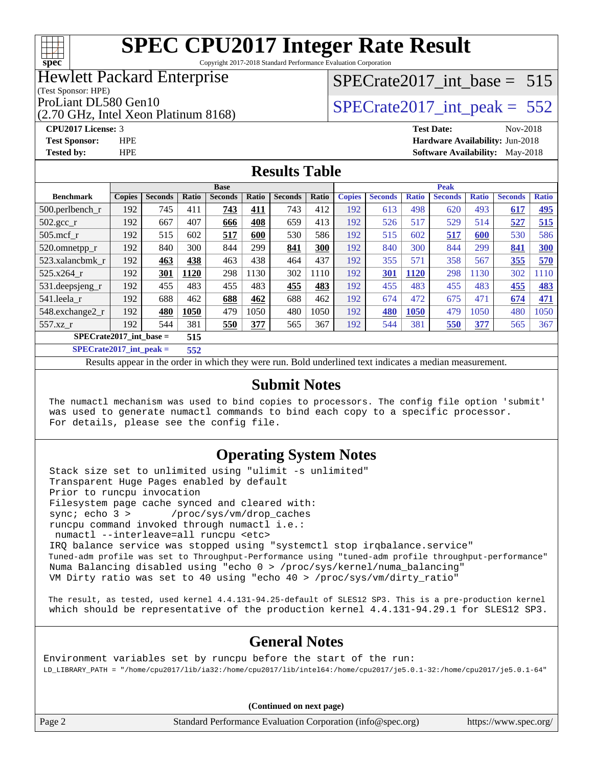# SPEC CPU2017 Integer Rate Result

Copyright 2017-2018 Standard Performance Evaluation Corporation

**Hewlett Packard Enterprise**
(Test Sponsor: HPE)
ProLiant DL580 Gen10
(2.70 GHz, Intel Xeon Platinum 8168)

SPECrate2017_int_base = 515

SPECrate2017_int_peak = 552

**CPU2017 License:** 3
**Test Sponsor:** HPE
**Tested by:** HPE

**Test Date:** Nov-2018
**Hardware Availability:** Jun-2018
**Software Availability:** May-2018

## Results Table

| Benchmark | Base | | | | | | | Peak | | | | | | |
|---|---|---|---|---|---|---|---|---|---|---|---|---|---|---|
| | Copies | Seconds | Ratio | Seconds | Ratio | Seconds | Ratio | Copies | Seconds | Ratio | Seconds | Ratio | Seconds | Ratio |
| 500.perlbench_r | 192 | 745 | 411 | **743** | **411** | 743 | 412 | 192 | 613 | 498 | 620 | 493 | **617** | **495** |
| 502.gcc_r | 192 | 667 | 407 | **666** | **408** | 659 | 413 | 192 | 526 | 517 | 529 | 514 | **527** | **515** |
| 505.mcf_r | 192 | 515 | 602 | **517** | **600** | 530 | 586 | 192 | 515 | 602 | **517** | **600** | 530 | 586 |
| 520.omnetpp_r | 192 | 840 | 300 | 844 | 299 | **841** | **300** | 192 | 840 | 300 | 844 | 299 | **841** | **300** |
| 523.xalancbmk_r | 192 | **463** | **438** | 463 | 438 | 464 | 437 | 192 | 355 | 571 | 358 | 567 | **355** | **570** |
| 525.x264_r | 192 | **301** | **1120** | 298 | 1130 | 302 | 1110 | 192 | **301** | **1120** | 298 | 1130 | 302 | 1110 |
| 531.deepsjeng_r | 192 | 455 | 483 | 455 | 483 | **455** | **483** | 192 | 455 | 483 | 455 | 483 | **455** | **483** |
| 541.leela_r | 192 | 688 | 462 | **688** | **462** | 688 | 462 | 192 | 674 | 472 | 675 | 471 | **674** | **471** |
| 548.exchange2_r | 192 | **480** | **1050** | 479 | 1050 | 480 | 1050 | 192 | **480** | **1050** | 479 | 1050 | 480 | 1050 |
| 557.xz_r | 192 | 544 | 381 | **550** | **377** | 565 | 367 | 192 | 544 | 381 | **550** | **377** | 565 | 367 |

**SPECrate2017_int_base = 515**

**SPECrate2017_int_peak = 552**

Results appear in the order in which they were run. Bold underlined text indicates a median measurement.

## Submit Notes

```
The numactl mechanism was used to bind copies to processors. The config file option 'submit'
was used to generate numactl commands to bind each copy to a specific processor.
For details, please see the config file.
```

## Operating System Notes

```
Stack size set to unlimited using "ulimit -s unlimited"
Transparent Huge Pages enabled by default
Prior to runcpu invocation
Filesystem page cache synced and cleared with:
sync; echo 3 >       /proc/sys/vm/drop_caches
runcpu command invoked through numactl i.e.:
 numactl --interleave=all runcpu <etc>
IRQ balance service was stopped using "systemctl stop irqbalance.service"
Tuned-adm profile was set to Throughput-Performance using "tuned-adm profile throughput-performance"
Numa Balancing disabled using "echo 0 > /proc/sys/kernel/numa_balancing"
VM Dirty ratio was set to 40 using "echo 40 > /proc/sys/vm/dirty_ratio"

The result, as tested, used kernel 4.4.131-94.25-default of SLES12 SP3. This is a pre-production kernel
which should be representative of the production kernel 4.4.131-94.29.1 for SLES12 SP3.
```

## General Notes

```
Environment variables set by runcpu before the start of the run:
LD_LIBRARY_PATH = "/home/cpu2017/lib/ia32:/home/cpu2017/lib/intel64:/home/cpu2017/je5.0.1-32:/home/cpu2017/je5.0.1-64"
```

(Continued on next page)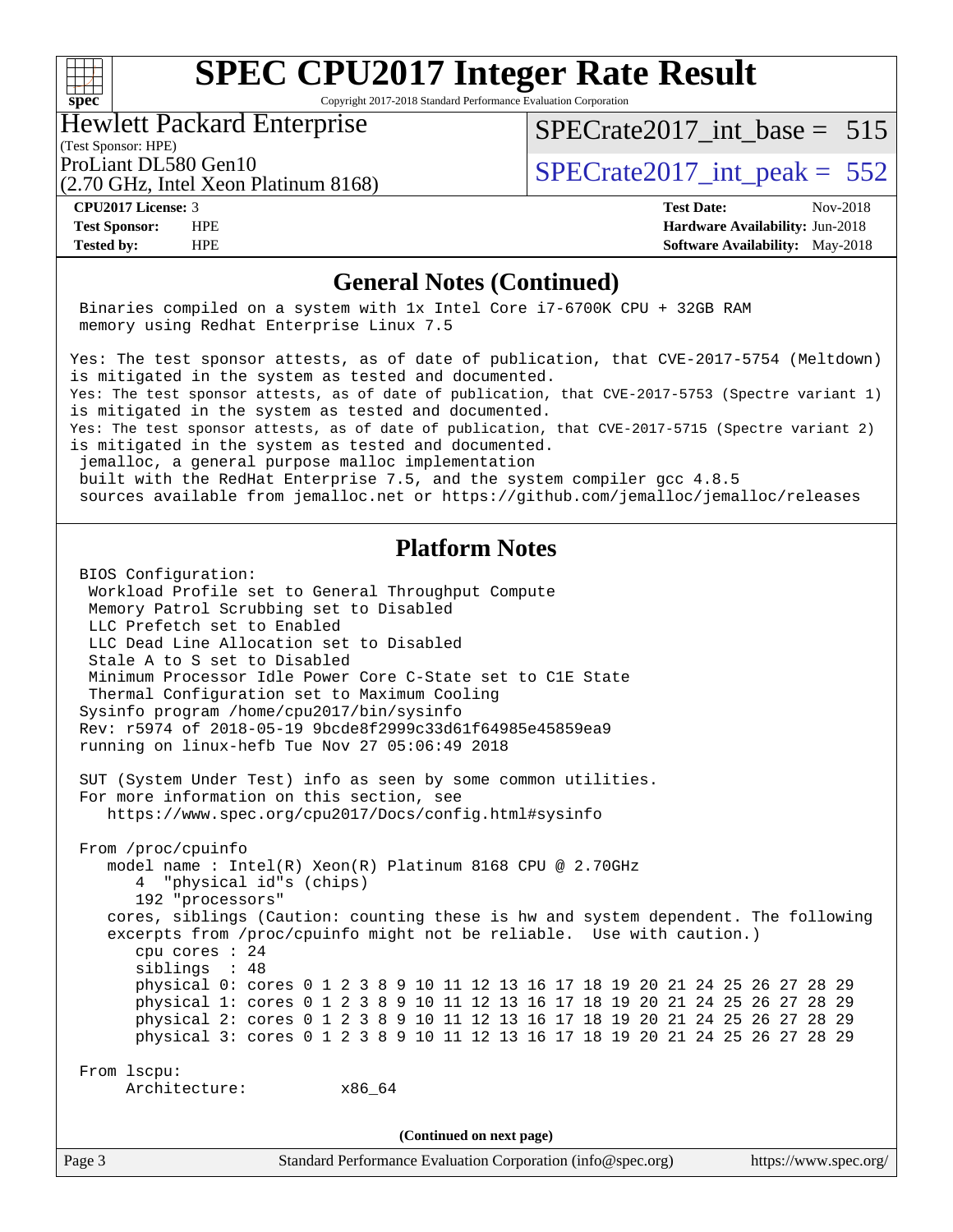## General Notes (Continued)

```
 Binaries compiled on a system with 1x Intel Core i7-6700K CPU + 32GB RAM
 memory using Redhat Enterprise Linux 7.5

Yes: The test sponsor attests, as of date of publication, that CVE-2017-5754 (Meltdown)
is mitigated in the system as tested and documented.
Yes: The test sponsor attests, as of date of publication, that CVE-2017-5753 (Spectre variant 1)
is mitigated in the system as tested and documented.
Yes: The test sponsor attests, as of date of publication, that CVE-2017-5715 (Spectre variant 2)
is mitigated in the system as tested and documented.
 jemalloc, a general purpose malloc implementation
 built with the RedHat Enterprise 7.5, and the system compiler gcc 4.8.5
 sources available from jemalloc.net or https://github.com/jemalloc/jemalloc/releases
```

## Platform Notes

```
 BIOS Configuration:
  Workload Profile set to General Throughput Compute
  Memory Patrol Scrubbing set to Disabled
  LLC Prefetch set to Enabled
  LLC Dead Line Allocation set to Disabled
  Stale A to S set to Disabled
  Minimum Processor Idle Power Core C-State set to C1E State
  Thermal Configuration set to Maximum Cooling
 Sysinfo program /home/cpu2017/bin/sysinfo
 Rev: r5974 of 2018-05-19 9bcde8f2999c33d61f64985e45859ea9
 running on linux-hefb Tue Nov 27 05:06:49 2018

 SUT (System Under Test) info as seen by some common utilities.
 For more information on this section, see
    https://www.spec.org/cpu2017/Docs/config.html#sysinfo

 From /proc/cpuinfo
    model name : Intel(R) Xeon(R) Platinum 8168 CPU @ 2.70GHz
       4  "physical id"s (chips)
       192 "processors"
    cores, siblings (Caution: counting these is hw and system dependent. The following
    excerpts from /proc/cpuinfo might not be reliable.  Use with caution.)
       cpu cores : 24
       siblings  : 48
       physical 0: cores 0 1 2 3 8 9 10 11 12 13 16 17 18 19 20 21 24 25 26 27 28 29
       physical 1: cores 0 1 2 3 8 9 10 11 12 13 16 17 18 19 20 21 24 25 26 27 28 29
       physical 2: cores 0 1 2 3 8 9 10 11 12 13 16 17 18 19 20 21 24 25 26 27 28 29
       physical 3: cores 0 1 2 3 8 9 10 11 12 13 16 17 18 19 20 21 24 25 26 27 28 29

 From lscpu:
      Architecture:          x86_64
```

(Continued on next page)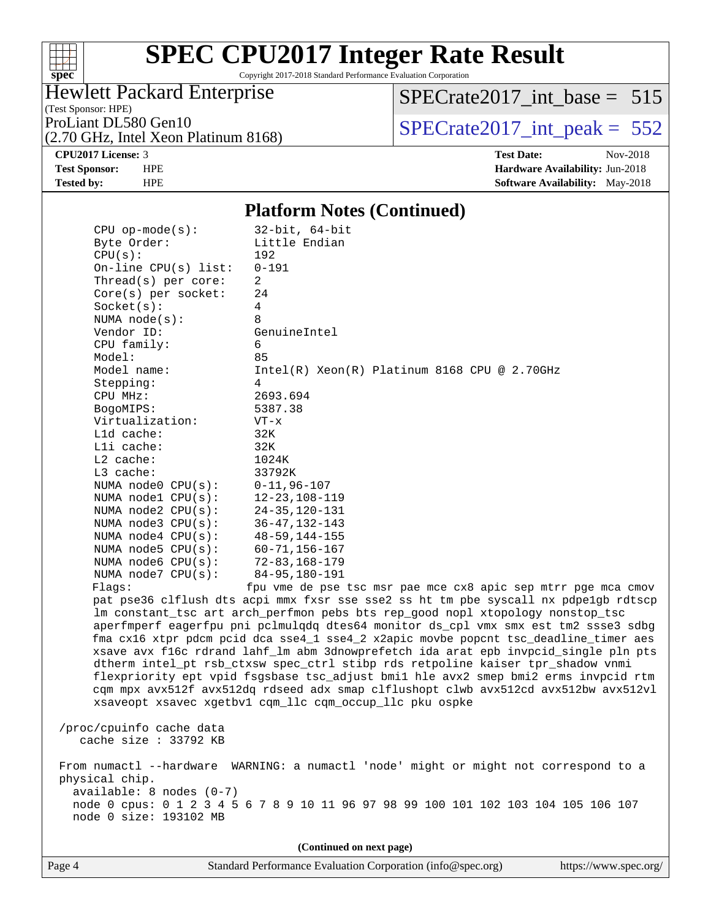## Platform Notes (Continued)

```
     CPU op-mode(s):        32-bit, 64-bit
     Byte Order:            Little Endian
     CPU(s):                192
     On-line CPU(s) list:   0-191
     Thread(s) per core:    2
     Core(s) per socket:    24
     Socket(s):             4
     NUMA node(s):          8
     Vendor ID:             GenuineIntel
     CPU family:            6
     Model:                 85
     Model name:            Intel(R) Xeon(R) Platinum 8168 CPU @ 2.70GHz
     Stepping:              4
     CPU MHz:               2693.694
     BogoMIPS:              5387.38
     Virtualization:        VT-x
     L1d cache:             32K
     L1i cache:             32K
     L2 cache:              1024K
     L3 cache:              33792K
     NUMA node0 CPU(s):     0-11,96-107
     NUMA node1 CPU(s):     12-23,108-119
     NUMA node2 CPU(s):     24-35,120-131
     NUMA node3 CPU(s):     36-47,132-143
     NUMA node4 CPU(s):     48-59,144-155
     NUMA node5 CPU(s):     60-71,156-167
     NUMA node6 CPU(s):     72-83,168-179
     NUMA node7 CPU(s):     84-95,180-191
     Flags:                 fpu vme de pse tsc msr pae mce cx8 apic sep mtrr pge mca cmov
     pat pse36 clflush dts acpi mmx fxsr sse sse2 ss ht tm pbe syscall nx pdpe1gb rdtscp
     lm constant_tsc art arch_perfmon pebs bts rep_good nopl xtopology nonstop_tsc
     aperfmperf eagerfpu pni pclmulqdq dtes64 monitor ds_cpl vmx smx est tm2 ssse3 sdbg
     fma cx16 xtpr pdcm pcid dca sse4_1 sse4_2 x2apic movbe popcnt tsc_deadline_timer aes
     xsave avx f16c rdrand lahf_lm abm 3dnowprefetch ida arat epb invpcid_single pln pts
     dtherm intel_pt rsb_ctxsw spec_ctrl stibp rds retpoline kaiser tpr_shadow vnmi
     flexpriority ept vpid fsgsbase tsc_adjust bmi1 hle avx2 smep bmi2 erms invpcid rtm
     cqm mpx avx512f avx512dq rdseed adx smap clflushopt clwb avx512cd avx512bw avx512vl
     xsaveopt xsavec xgetbv1 cqm_llc cqm_occup_llc pku ospke

 /proc/cpuinfo cache data
    cache size : 33792 KB

 From numactl --hardware  WARNING: a numactl 'node' might or might not correspond to a
 physical chip.
   available: 8 nodes (0-7)
   node 0 cpus: 0 1 2 3 4 5 6 7 8 9 10 11 96 97 98 99 100 101 102 103 104 105 106 107
   node 0 size: 193102 MB
```

(Continued on next page)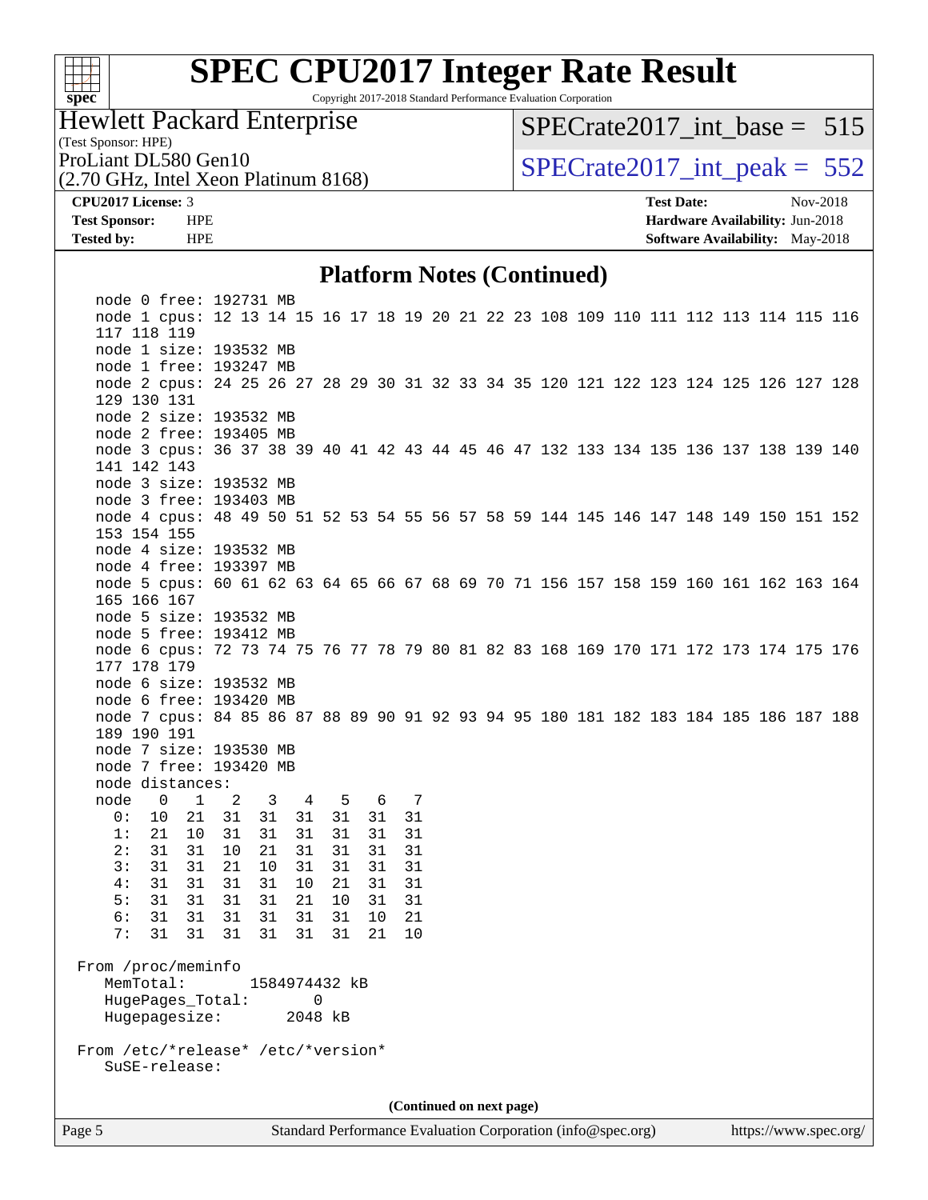# SPEC CPU2017 Integer Rate Result

Copyright 2017-2018 Standard Performance Evaluation Corporation

Hewlett Packard Enterprise
(Test Sponsor: HPE)
ProLiant DL580 Gen10
(2.70 GHz, Intel Xeon Platinum 8168)

SPECrate2017_int_base = 515

SPECrate2017_int_peak = 552

**CPU2017 License:** 3
**Test Sponsor:** HPE
**Tested by:** HPE

**Test Date:** Nov-2018
**Hardware Availability:** Jun-2018
**Software Availability:** May-2018

## Platform Notes (Continued)

```
    node 0 free: 192731 MB
    node 1 cpus: 12 13 14 15 16 17 18 19 20 21 22 23 108 109 110 111 112 113 114 115 116
    117 118 119
    node 1 size: 193532 MB
    node 1 free: 193247 MB
    node 2 cpus: 24 25 26 27 28 29 30 31 32 33 34 35 120 121 122 123 124 125 126 127 128
    129 130 131
    node 2 size: 193532 MB
    node 2 free: 193405 MB
    node 3 cpus: 36 37 38 39 40 41 42 43 44 45 46 47 132 133 134 135 136 137 138 139 140
    141 142 143
    node 3 size: 193532 MB
    node 3 free: 193403 MB
    node 4 cpus: 48 49 50 51 52 53 54 55 56 57 58 59 144 145 146 147 148 149 150 151 152
    153 154 155
    node 4 size: 193532 MB
    node 4 free: 193397 MB
    node 5 cpus: 60 61 62 63 64 65 66 67 68 69 70 71 156 157 158 159 160 161 162 163 164
    165 166 167
    node 5 size: 193532 MB
    node 5 free: 193412 MB
    node 6 cpus: 72 73 74 75 76 77 78 79 80 81 82 83 168 169 170 171 172 173 174 175 176
    177 178 179
    node 6 size: 193532 MB
    node 6 free: 193420 MB
    node 7 cpus: 84 85 86 87 88 89 90 91 92 93 94 95 180 181 182 183 184 185 186 187 188
    189 190 191
    node 7 size: 193530 MB
    node 7 free: 193420 MB
    node distances:
    node   0   1   2   3   4   5   6   7
      0:  10  21  31  31  31  31  31  31
      1:  21  10  31  31  31  31  31  31
      2:  31  31  10  21  31  31  31  31
      3:  31  31  21  10  31  31  31  31
      4:  31  31  31  31  10  21  31  31
      5:  31  31  31  31  21  10  31  31
      6:  31  31  31  31  31  31  10  21
      7:  31  31  31  31  31  31  21  10

 From /proc/meminfo
    MemTotal:       1584974432 kB
    HugePages_Total:       0
    Hugepagesize:       2048 kB

 From /etc/*release* /etc/*version*
    SuSE-release:
```

(Continued on next page)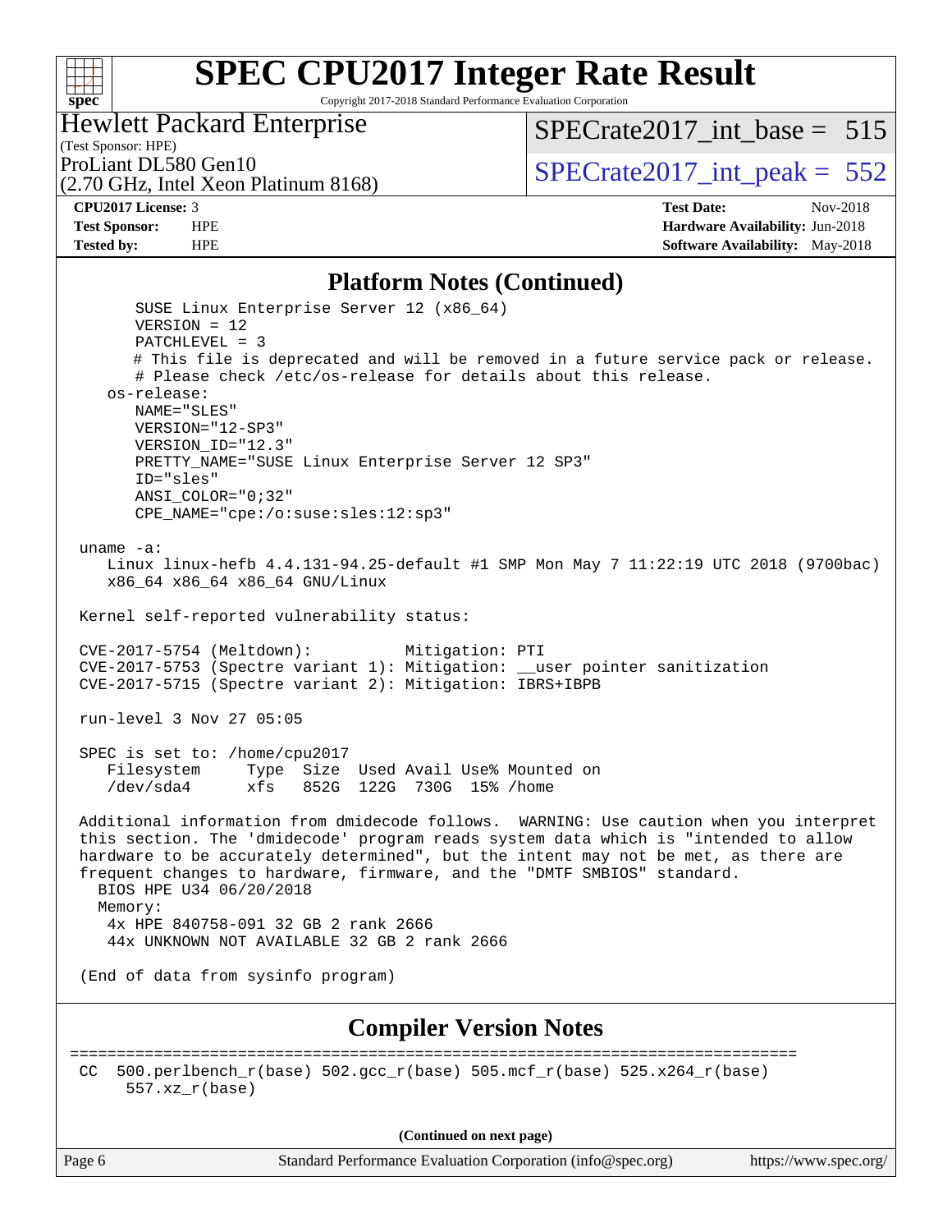## Platform Notes (Continued)

```
       SUSE Linux Enterprise Server 12 (x86_64)
       VERSION = 12
       PATCHLEVEL = 3
       # This file is deprecated and will be removed in a future service pack or release.
       # Please check /etc/os-release for details about this release.
    os-release:
       NAME="SLES"
       VERSION="12-SP3"
       VERSION_ID="12.3"
       PRETTY_NAME="SUSE Linux Enterprise Server 12 SP3"
       ID="sles"
       ANSI_COLOR="0;32"
       CPE_NAME="cpe:/o:suse:sles:12:sp3"

 uname -a:
    Linux linux-hefb 4.4.131-94.25-default #1 SMP Mon May 7 11:22:19 UTC 2018 (9700bac)
    x86_64 x86_64 x86_64 GNU/Linux

 Kernel self-reported vulnerability status:

 CVE-2017-5754 (Meltdown):          Mitigation: PTI
 CVE-2017-5753 (Spectre variant 1): Mitigation: __user pointer sanitization
 CVE-2017-5715 (Spectre variant 2): Mitigation: IBRS+IBPB

 run-level 3 Nov 27 05:05

 SPEC is set to: /home/cpu2017
    Filesystem     Type  Size  Used Avail Use% Mounted on
    /dev/sda4      xfs   852G  122G  730G  15% /home

 Additional information from dmidecode follows.  WARNING: Use caution when you interpret
 this section. The 'dmidecode' program reads system data which is "intended to allow
 hardware to be accurately determined", but the intent may not be met, as there are
 frequent changes to hardware, firmware, and the "DMTF SMBIOS" standard.
   BIOS HPE U34 06/20/2018
   Memory:
    4x HPE 840758-091 32 GB 2 rank 2666
    44x UNKNOWN NOT AVAILABLE 32 GB 2 rank 2666

 (End of data from sysinfo program)
```

## Compiler Version Notes

```
==============================================================================
 CC  500.perlbench_r(base) 502.gcc_r(base) 505.mcf_r(base) 525.x264_r(base)
      557.xz_r(base)
```

(Continued on next page)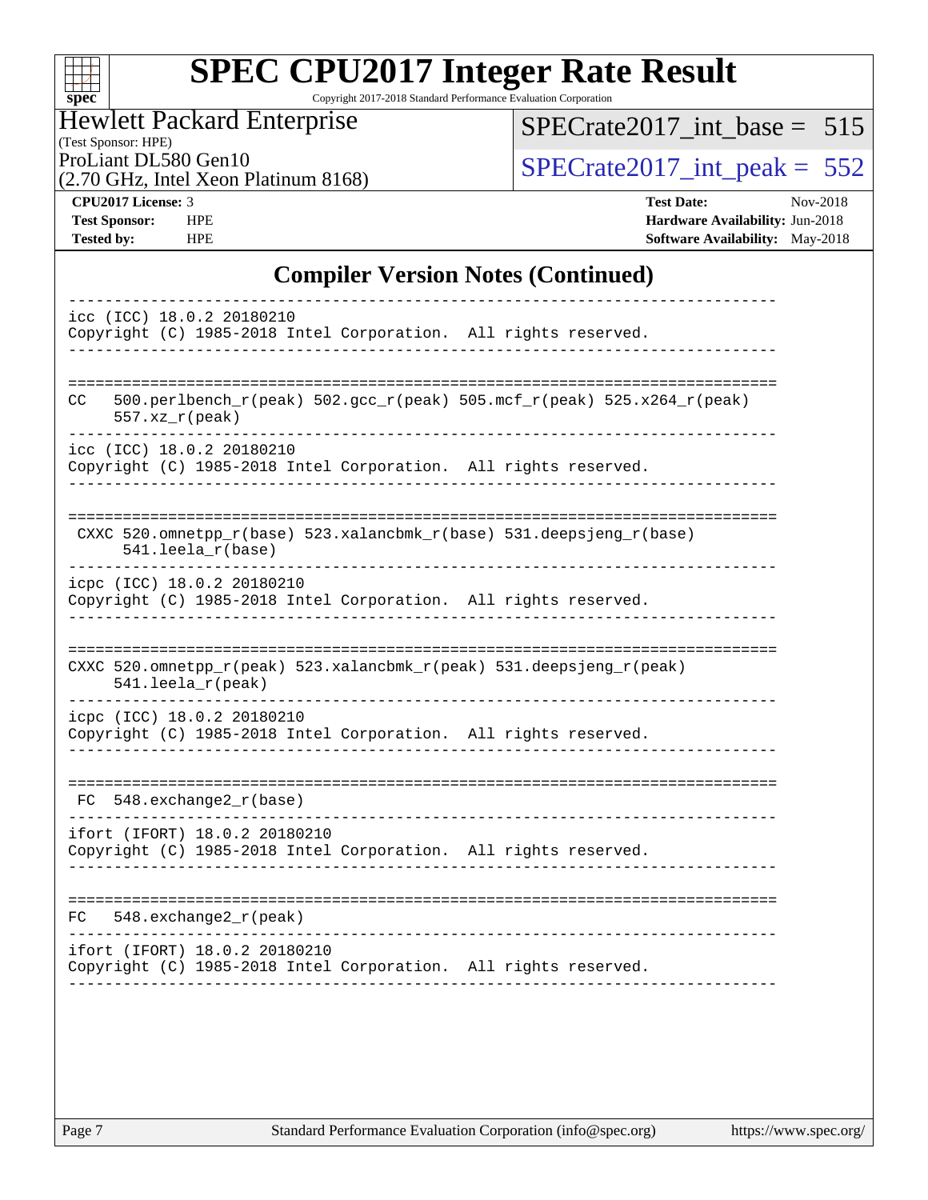## Compiler Version Notes (Continued)

```
------------------------------------------------------------------------------
icc (ICC) 18.0.2 20180210
Copyright (C) 1985-2018 Intel Corporation.  All rights reserved.
------------------------------------------------------------------------------

==============================================================================
CC   500.perlbench_r(peak) 502.gcc_r(peak) 505.mcf_r(peak) 525.x264_r(peak)
      557.xz_r(peak)
------------------------------------------------------------------------------
icc (ICC) 18.0.2 20180210
Copyright (C) 1985-2018 Intel Corporation.  All rights reserved.
------------------------------------------------------------------------------

==============================================================================
 CXXC 520.omnetpp_r(base) 523.xalancbmk_r(base) 531.deepsjeng_r(base)
       541.leela_r(base)
------------------------------------------------------------------------------
icpc (ICC) 18.0.2 20180210
Copyright (C) 1985-2018 Intel Corporation.  All rights reserved.
------------------------------------------------------------------------------

==============================================================================
CXXC 520.omnetpp_r(peak) 523.xalancbmk_r(peak) 531.deepsjeng_r(peak)
      541.leela_r(peak)
------------------------------------------------------------------------------
icpc (ICC) 18.0.2 20180210
Copyright (C) 1985-2018 Intel Corporation.  All rights reserved.
------------------------------------------------------------------------------

==============================================================================
 FC  548.exchange2_r(base)
------------------------------------------------------------------------------
ifort (IFORT) 18.0.2 20180210
Copyright (C) 1985-2018 Intel Corporation.  All rights reserved.
------------------------------------------------------------------------------

==============================================================================
FC   548.exchange2_r(peak)
------------------------------------------------------------------------------
ifort (IFORT) 18.0.2 20180210
Copyright (C) 1985-2018 Intel Corporation.  All rights reserved.
------------------------------------------------------------------------------
```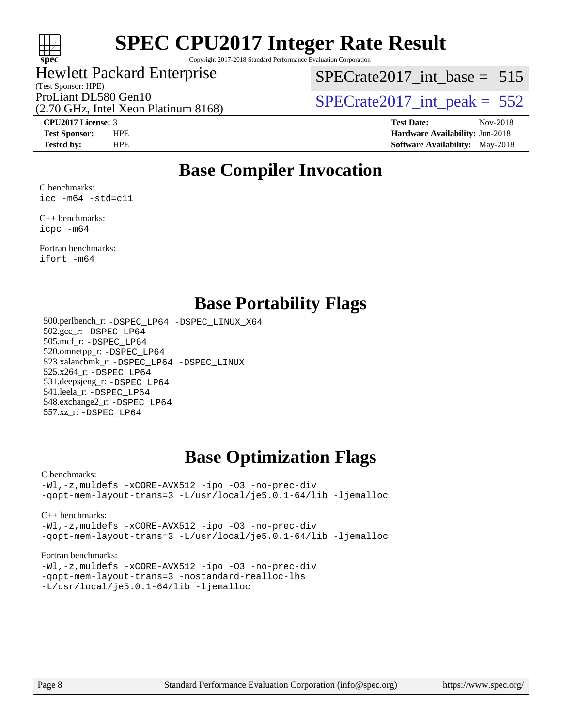# SPEC CPU2017 Integer Rate Result

Copyright 2017-2018 Standard Performance Evaluation Corporation

**Hewlett Packard Enterprise**
(Test Sponsor: HPE)
ProLiant DL580 Gen10
(2.70 GHz, Intel Xeon Platinum 8168)

SPECrate2017_int_base = 515

SPECrate2017_int_peak = 552

**CPU2017 License:** 3
**Test Sponsor:** HPE
**Tested by:** HPE

**Test Date:** Nov-2018
**Hardware Availability:** Jun-2018
**Software Availability:** May-2018

## Base Compiler Invocation

C benchmarks:
```
icc -m64 -std=c11
```

C++ benchmarks:
```
icpc -m64
```

Fortran benchmarks:
```
ifort -m64
```

## Base Portability Flags

500.perlbench_r: `-DSPEC_LP64 -DSPEC_LINUX_X64`
502.gcc_r: `-DSPEC_LP64`
505.mcf_r: `-DSPEC_LP64`
520.omnetpp_r: `-DSPEC_LP64`
523.xalancbmk_r: `-DSPEC_LP64 -DSPEC_LINUX`
525.x264_r: `-DSPEC_LP64`
531.deepsjeng_r: `-DSPEC_LP64`
541.leela_r: `-DSPEC_LP64`
548.exchange2_r: `-DSPEC_LP64`
557.xz_r: `-DSPEC_LP64`

## Base Optimization Flags

C benchmarks:
```
-Wl,-z,muldefs -xCORE-AVX512 -ipo -O3 -no-prec-div
-qopt-mem-layout-trans=3 -L/usr/local/je5.0.1-64/lib -ljemalloc
```

C++ benchmarks:
```
-Wl,-z,muldefs -xCORE-AVX512 -ipo -O3 -no-prec-div
-qopt-mem-layout-trans=3 -L/usr/local/je5.0.1-64/lib -ljemalloc
```

Fortran benchmarks:
```
-Wl,-z,muldefs -xCORE-AVX512 -ipo -O3 -no-prec-div
-qopt-mem-layout-trans=3 -nostandard-realloc-lhs
-L/usr/local/je5.0.1-64/lib -ljemalloc
```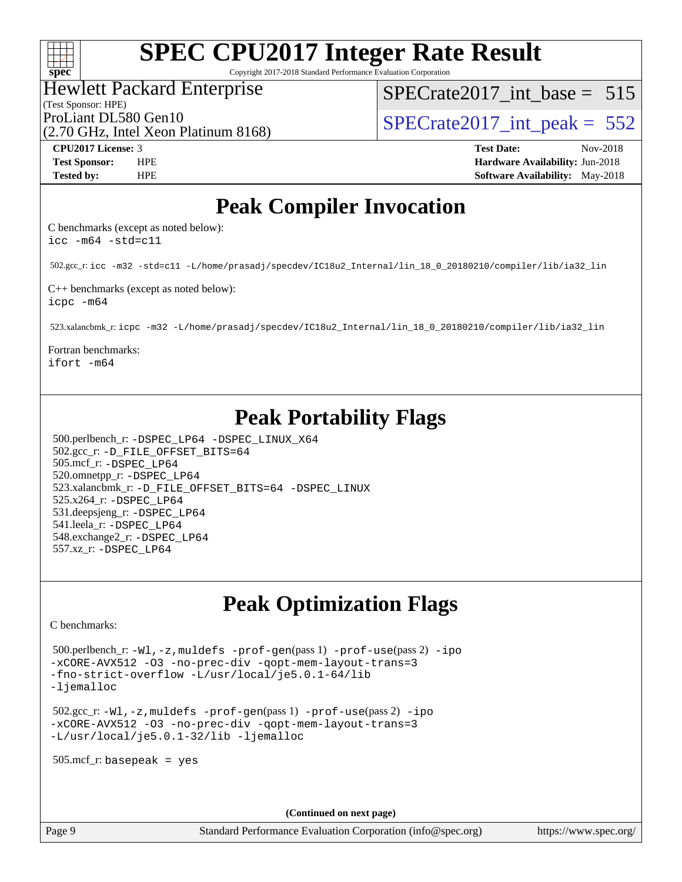# SPEC CPU2017 Integer Rate Result

Copyright 2017-2018 Standard Performance Evaluation Corporation

Hewlett Packard Enterprise
(Test Sponsor: HPE)
ProLiant DL580 Gen10
(2.70 GHz, Intel Xeon Platinum 8168)

SPECrate2017_int_base = 515

SPECrate2017_int_peak = 552

**CPU2017 License:** 3
**Test Sponsor:** HPE
**Tested by:** HPE

**Test Date:** Nov-2018
**Hardware Availability:** Jun-2018
**Software Availability:** May-2018

## Peak Compiler Invocation

C benchmarks (except as noted below):
`icc -m64 -std=c11`

502.gcc_r: `icc -m32 -std=c11 -L/home/prasadj/specdev/IC18u2_Internal/lin_18_0_20180210/compiler/lib/ia32_lin`

C++ benchmarks (except as noted below):
`icpc -m64`

523.xalancbmk_r: `icpc -m32 -L/home/prasadj/specdev/IC18u2_Internal/lin_18_0_20180210/compiler/lib/ia32_lin`

Fortran benchmarks:
`ifort -m64`

## Peak Portability Flags

500.perlbench_r: `-DSPEC_LP64 -DSPEC_LINUX_X64`
502.gcc_r: `-D_FILE_OFFSET_BITS=64`
505.mcf_r: `-DSPEC_LP64`
520.omnetpp_r: `-DSPEC_LP64`
523.xalancbmk_r: `-D_FILE_OFFSET_BITS=64 -DSPEC_LINUX`
525.x264_r: `-DSPEC_LP64`
531.deepsjeng_r: `-DSPEC_LP64`
541.leela_r: `-DSPEC_LP64`
548.exchange2_r: `-DSPEC_LP64`
557.xz_r: `-DSPEC_LP64`

## Peak Optimization Flags

C benchmarks:

500.perlbench_r: `-Wl,-z,muldefs -prof-gen`(pass 1) `-prof-use`(pass 2) `-ipo -xCORE-AVX512 -O3 -no-prec-div -qopt-mem-layout-trans=3 -fno-strict-overflow -L/usr/local/je5.0.1-64/lib -ljemalloc`

502.gcc_r: `-Wl,-z,muldefs -prof-gen`(pass 1) `-prof-use`(pass 2) `-ipo -xCORE-AVX512 -O3 -no-prec-div -qopt-mem-layout-trans=3 -L/usr/local/je5.0.1-32/lib -ljemalloc`

505.mcf_r: `basepeak = yes`

**(Continued on next page)**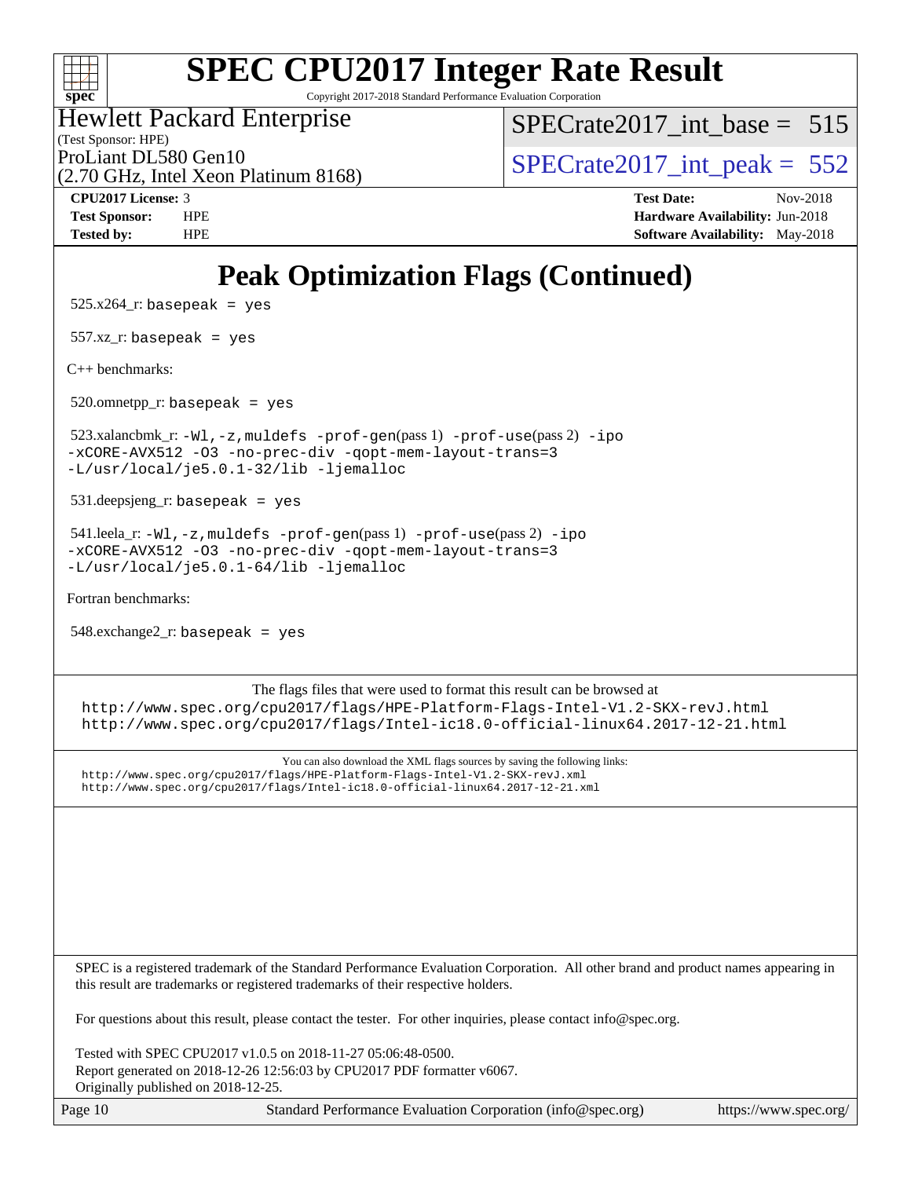# SPEC CPU2017 Integer Rate Result

Copyright 2017-2018 Standard Performance Evaluation Corporation

Hewlett Packard Enterprise
(Test Sponsor: HPE)
ProLiant DL580 Gen10
(2.70 GHz, Intel Xeon Platinum 8168)

SPECrate2017_int_base = 515

SPECrate2017_int_peak = 552

**CPU2017 License:** 3
**Test Sponsor:** HPE
**Tested by:** HPE

**Test Date:** Nov-2018
**Hardware Availability:** Jun-2018
**Software Availability:** May-2018

## Peak Optimization Flags (Continued)

525.x264_r: `basepeak = yes`

557.xz_r: `basepeak = yes`

C++ benchmarks:

520.omnetpp_r: `basepeak = yes`

523.xalancbmk_r: `-Wl,-z,muldefs -prof-gen`(pass 1) `-prof-use`(pass 2) `-ipo -xCORE-AVX512 -O3 -no-prec-div -qopt-mem-layout-trans=3 -L/usr/local/je5.0.1-32/lib -ljemalloc`

531.deepsjeng_r: `basepeak = yes`

541.leela_r: `-Wl,-z,muldefs -prof-gen`(pass 1) `-prof-use`(pass 2) `-ipo -xCORE-AVX512 -O3 -no-prec-div -qopt-mem-layout-trans=3 -L/usr/local/je5.0.1-64/lib -ljemalloc`

Fortran benchmarks:

548.exchange2_r: `basepeak = yes`

The flags files that were used to format this result can be browsed at
http://www.spec.org/cpu2017/flags/HPE-Platform-Flags-Intel-V1.2-SKX-revJ.html
http://www.spec.org/cpu2017/flags/Intel-ic18.0-official-linux64.2017-12-21.html

You can also download the XML flags sources by saving the following links:
http://www.spec.org/cpu2017/flags/HPE-Platform-Flags-Intel-V1.2-SKX-revJ.xml
http://www.spec.org/cpu2017/flags/Intel-ic18.0-official-linux64.2017-12-21.xml

SPEC is a registered trademark of the Standard Performance Evaluation Corporation. All other brand and product names appearing in this result are trademarks or registered trademarks of their respective holders.

For questions about this result, please contact the tester. For other inquiries, please contact info@spec.org.

Tested with SPEC CPU2017 v1.0.5 on 2018-11-27 05:06:48-0500.
Report generated on 2018-12-26 12:56:03 by CPU2017 PDF formatter v6067.
Originally published on 2018-12-25.